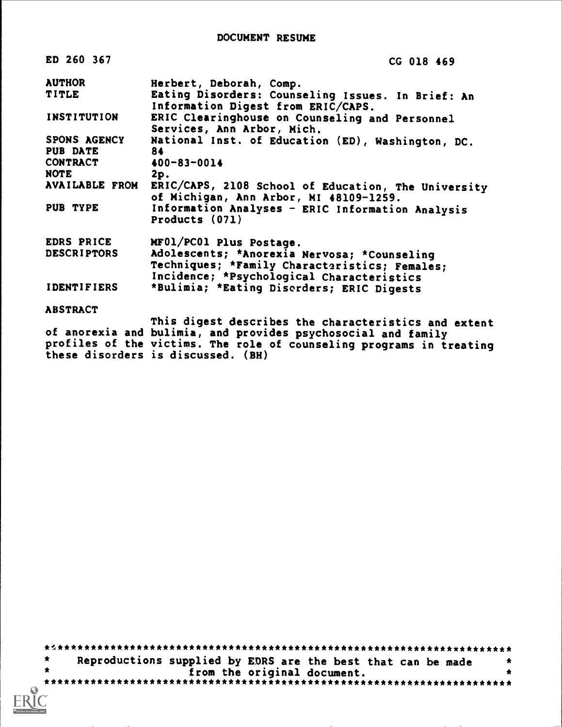# DOCUMENT RESUME

ED 260 367 CG 018 469

| | |
|---|---|
| AUTHOR | Herbert, Deborah, Comp. |
| TITLE | Eating Disorders: Counseling Issues. In Brief: An Information Digest from ERIC/CAPS. |
| INSTITUTION | ERIC Clearinghouse on Counseling and Personnel Services, Ann Arbor, Mich. |
| SPONS AGENCY | National Inst. of Education (ED), Washington, DC. |
| PUB DATE | 84 |
| CONTRACT | 400-83-0014 |
| NOTE | 2p. |
| AVAILABLE FROM | ERIC/CAPS, 2108 School of Education, The University of Michigan, Ann Arbor, MI 48109-1259. |
| PUB TYPE | Information Analyses - ERIC Information Analysis Products (071) |
| EDRS PRICE | MF01/PC01 Plus Postage. |
| DESCRIPTORS | Adolescents; *Anorexia Nervosa; *Counseling Techniques; *Family Characteristics; Females; Incidence; *Psychological Characteristics |
| IDENTIFIERS | *Bulimia; *Eating Disorders; ERIC Digests |

**ABSTRACT**

This digest describes the characteristics and extent of anorexia and bulimia, and provides psychosocial and family profiles of the victims. The role of counseling programs in treating these disorders is discussed. (BH)

***********************************************************************

* Reproductions supplied by EDRS are the best that can be made *
* from the original document. *

***********************************************************************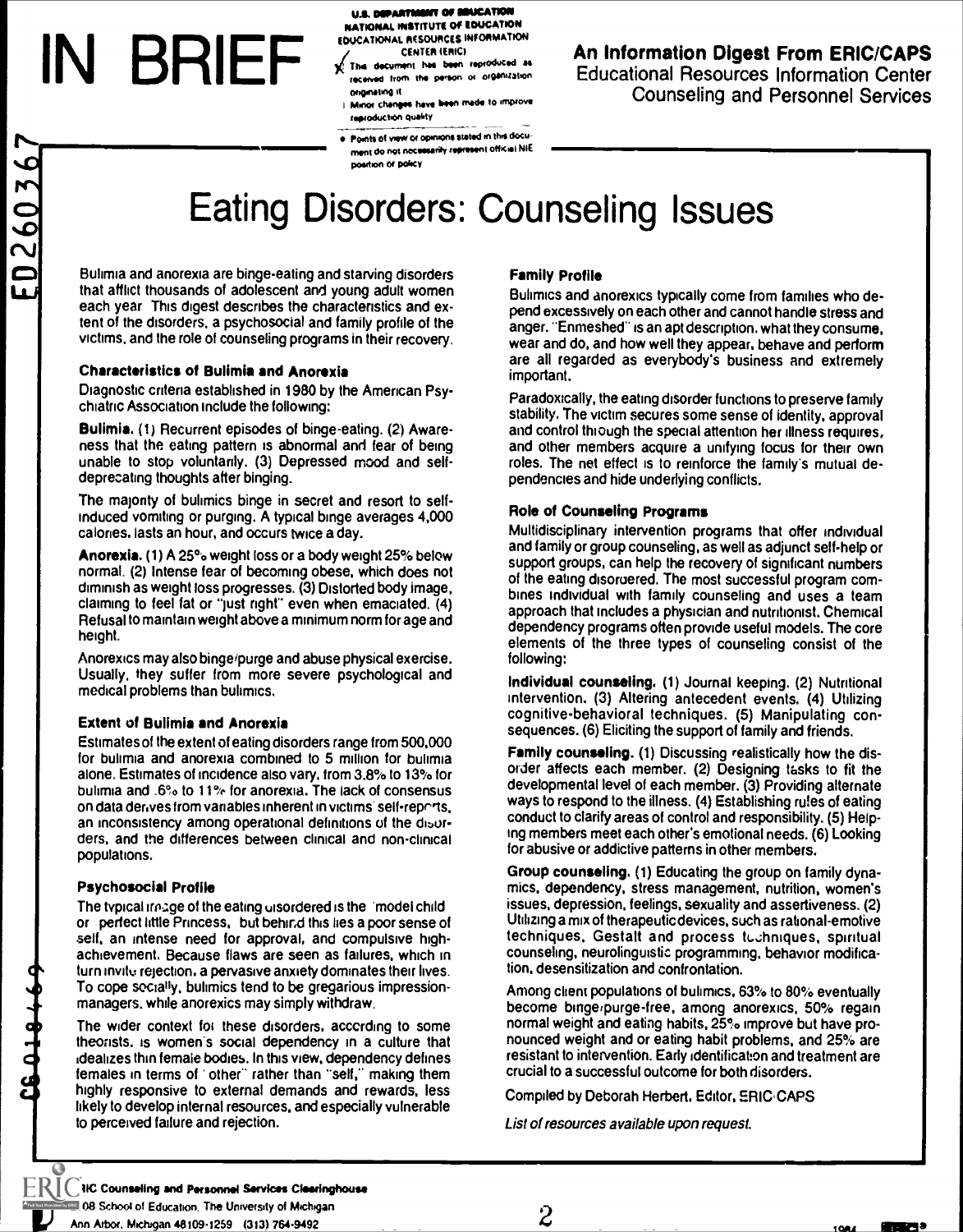# IN BRIEF

U.S. DEPARTMENT OF EDUCATION
NATIONAL INSTITUTE OF EDUCATION
EDUCATIONAL RESOURCES INFORMATION CENTER (ERIC)

- This document has been reproduced as received from the person or organization originating it.
- Minor changes have been made to improve reproduction quality.
- Points of view or opinions stated in this document do not necessarily represent official NIE position or policy.

**An Information Digest From ERIC/CAPS**
Educational Resources Information Center
Counseling and Personnel Services

ED260367

# Eating Disorders: Counseling Issues

Bulimia and anorexia are binge-eating and starving disorders that afflict thousands of adolescent and young adult women each year. This digest describes the characteristics and extent of the disorders, a psychosocial and family profile of the victims, and the role of counseling programs in their recovery.

### Characteristics of Bulimia and Anorexia

Diagnostic criteria established in 1980 by the American Psychiatric Association include the following:

**Bulimia.** (1) Recurrent episodes of binge-eating. (2) Awareness that the eating pattern is abnormal and fear of being unable to stop voluntarily. (3) Depressed mood and self-deprecating thoughts after binging.

The majority of bulimics binge in secret and resort to self-induced vomiting or purging. A typical binge averages 4,000 calories, lasts an hour, and occurs twice a day.

**Anorexia.** (1) A 25% weight loss or a body weight 25% below normal. (2) Intense fear of becoming obese, which does not diminish as weight loss progresses. (3) Distorted body image, claiming to feel fat or "just right" even when emaciated. (4) Refusal to maintain weight above a minimum norm for age and height.

Anorexics may also binge/purge and abuse physical exercise. Usually, they suffer from more severe psychological and medical problems than bulimics.

### Extent of Bulimia and Anorexia

Estimates of the extent of eating disorders range from 500,000 for bulimia and anorexia combined to 5 million for bulimia alone. Estimates of incidence also vary, from 3.8% to 13% for bulimia and .6% to 11% for anorexia. The lack of consensus on data derives from variables inherent in victims' self-reports, an inconsistency among operational definitions of the disorders, and the differences between clinical and non-clinical populations.

### Psychosocial Profile

The typical image of the eating disordered is the "model child" or "perfect little Princess," but behind this lies a poor sense of self, an intense need for approval, and compulsive high-achievement. Because flaws are seen as failures, which in turn invite rejection, a pervasive anxiety dominates their lives. To cope socially, bulimics tend to be gregarious impression-managers, while anorexics may simply withdraw.

The wider context for these disorders, according to some theorists, is women's social dependency in a culture that idealizes thin female bodies. In this view, dependency defines females in terms of "other" rather than "self," making them highly responsive to external demands and rewards, less likely to develop internal resources, and especially vulnerable to perceived failure and rejection.

### Family Profile

Bulimics and anorexics typically come from families who depend excessively on each other and cannot handle stress and anger. "Enmeshed" is an apt description: what they consume, wear and do, and how well they appear, behave and perform are all regarded as everybody's business and extremely important.

Paradoxically, the eating disorder functions to preserve family stability. The victim secures some sense of identity, approval and control through the special attention her illness requires, and other members acquire a unifying focus for their own roles. The net effect is to reinforce the family's mutual dependencies and hide underlying conflicts.

### Role of Counseling Programs

Multidisciplinary intervention programs that offer individual and family or group counseling, as well as adjunct self-help or support groups, can help the recovery of significant numbers of the eating disordered. The most successful program combines individual with family counseling and uses a team approach that includes a physician and nutritionist. Chemical dependency programs often provide useful models. The core elements of the three types of counseling consist of the following:

**Individual counseling.** (1) Journal keeping. (2) Nutritional intervention. (3) Altering antecedent events. (4) Utilizing cognitive-behavioral techniques. (5) Manipulating consequences. (6) Eliciting the support of family and friends.

**Family counseling.** (1) Discussing realistically how the disorder affects each member. (2) Designing tasks to fit the developmental level of each member. (3) Providing alternate ways to respond to the illness. (4) Establishing rules of eating conduct to clarify areas of control and responsibility. (5) Helping members meet each other's emotional needs. (6) Looking for abusive or addictive patterns in other members.

**Group counseling.** (1) Educating the group on family dynamics, dependency, stress management, nutrition, women's issues, depression, feelings, sexuality and assertiveness. (2) Utilizing a mix of therapeutic devices, such as rational-emotive techniques, Gestalt and process techniques, spiritual counseling, neurolinguistic programming, behavior modification, desensitization and confrontation.

Among client populations of bulimics, 63% to 80% eventually become binge/purge-free; among anorexics, 50% regain normal weight and eating habits, 25% improve but have pronounced weight and or eating habit problems, and 25% are resistant to intervention. Early identification and treatment are crucial to a successful outcome for both disorders.

Compiled by Deborah Herbert, Editor, ERIC/CAPS

*List of resources available upon request.*

CG 018469

ERIC Counseling and Personnel Services Clearinghouse
2108 School of Education, The University of Michigan
Ann Arbor, Michigan 48109-1259 (313) 764-9492

1984